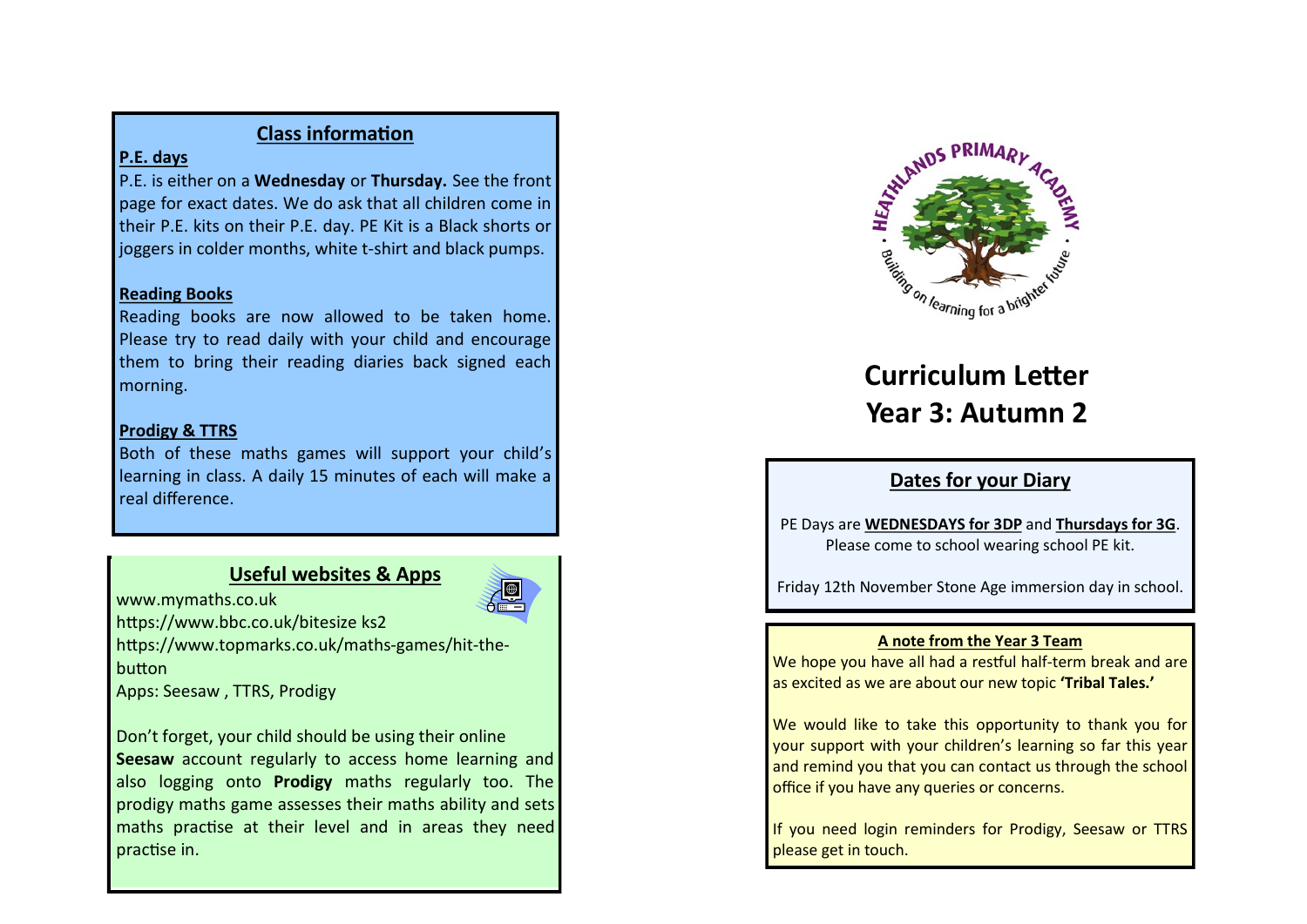## Class information

**P.E. days**

P.E. is either on a **Wednesday** or **Thursday.** See the front page for exact dates. We do ask that all children come in their P.E. kits on their P.E. day. PE Kit is a Black shorts or joggers in colder months, white t-shirt and black pumps.

**Reading Books**

Reading books are now allowed to be taken home. Please try to read daily with your child and encourage them to bring their reading diaries back signed each morning.

**Prodigy & TTRS**

Both of these maths games will support your child's learning in class. A daily 15 minutes of each will make a real difference.

## Useful websites & Apps

www.mymaths.co.uk
https://www.bbc.co.uk/bitesize ks2
https://www.topmarks.co.uk/maths-games/hit-the-button
Apps: Seesaw , TTRS, Prodigy

Don't forget, your child should be using their online **Seesaw** account regularly to access home learning and also logging onto **Prodigy** maths regularly too. The prodigy maths game assesses their maths ability and sets maths practise at their level and in areas they need practise in.

HEATHLANDS PRIMARY ACADEMY
Building on learning for a brighter future

# Curriculum Letter
# Year 3: Autumn 2

## Dates for your Diary

PE Days are **WEDNESDAYS for 3DP** and **Thursdays for 3G**. Please come to school wearing school PE kit.

Friday 12th November Stone Age immersion day in school.

### A note from the Year 3 Team

We hope you have all had a restful half-term break and are as excited as we are about our new topic **'Tribal Tales.'**

We would like to take this opportunity to thank you for your support with your children's learning so far this year and remind you that you can contact us through the school office if you have any queries or concerns.

If you need login reminders for Prodigy, Seesaw or TTRS please get in touch.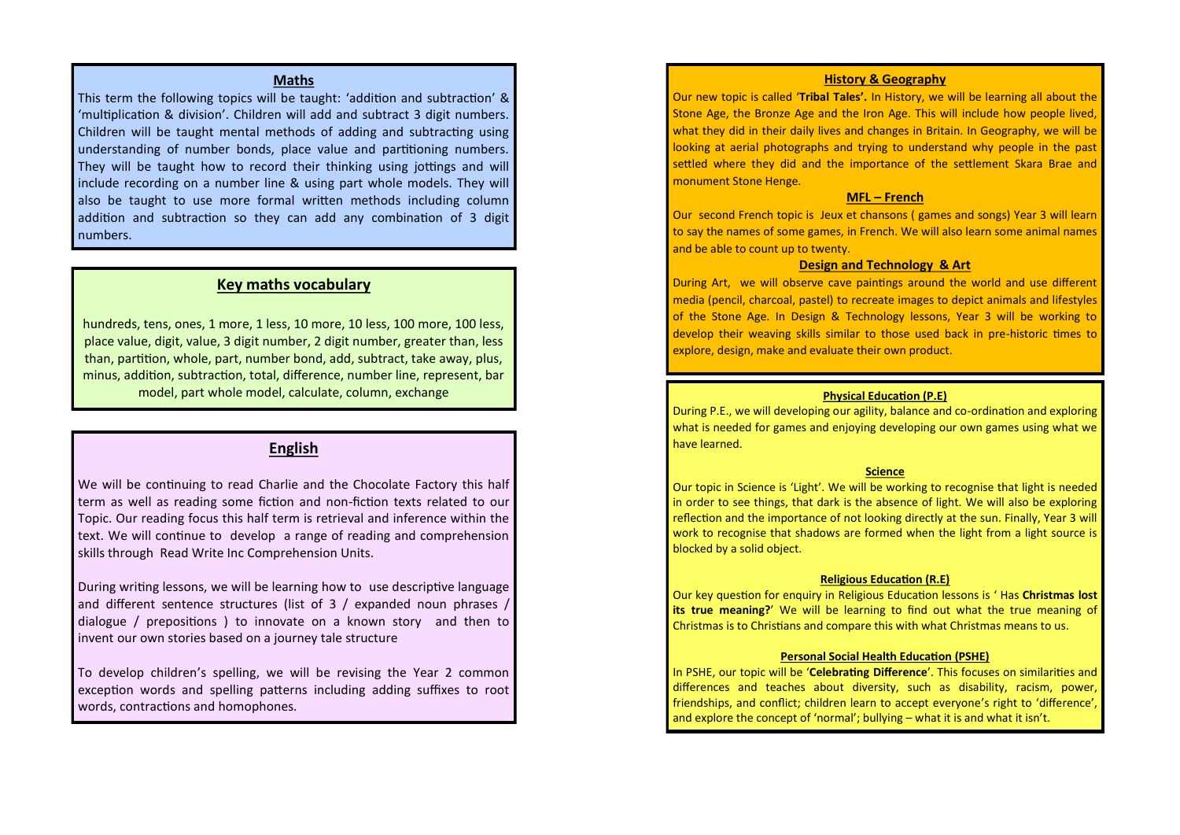## Maths

This term the following topics will be taught: 'addition and subtraction' & 'multiplication & division'. Children will add and subtract 3 digit numbers. Children will be taught mental methods of adding and subtracting using understanding of number bonds, place value and partitioning numbers. They will be taught how to record their thinking using jottings and will include recording on a number line & using part whole models. They will also be taught to use more formal written methods including column addition and subtraction so they can add any combination of 3 digit numbers.

## Key maths vocabulary

hundreds, tens, ones, 1 more, 1 less, 10 more, 10 less, 100 more, 100 less, place value, digit, value, 3 digit number, 2 digit number, greater than, less than, partition, whole, part, number bond, add, subtract, take away, plus, minus, addition, subtraction, total, difference, number line, represent, bar model, part whole model, calculate, column, exchange

## English

We will be continuing to read Charlie and the Chocolate Factory this half term as well as reading some fiction and non-fiction texts related to our Topic. Our reading focus this half term is retrieval and inference within the text. We will continue to develop a range of reading and comprehension skills through Read Write Inc Comprehension Units.

During writing lessons, we will be learning how to use descriptive language and different sentence structures (list of 3 / expanded noun phrases / dialogue / prepositions ) to innovate on a known story and then to invent our own stories based on a journey tale structure

To develop children's spelling, we will be revising the Year 2 common exception words and spelling patterns including adding suffixes to root words, contractions and homophones.

## History & Geography

Our new topic is called '**Tribal Tales'.** In History, we will be learning all about the Stone Age, the Bronze Age and the Iron Age. This will include how people lived, what they did in their daily lives and changes in Britain. In Geography, we will be looking at aerial photographs and trying to understand why people in the past settled where they did and the importance of the settlement Skara Brae and monument Stone Henge.

## MFL – French

Our second French topic is Jeux et chansons ( games and songs) Year 3 will learn to say the names of some games, in French. We will also learn some animal names and be able to count up to twenty.

## Design and Technology & Art

During Art, we will observe cave paintings around the world and use different media (pencil, charcoal, pastel) to recreate images to depict animals and lifestyles of the Stone Age. In Design & Technology lessons, Year 3 will be working to develop their weaving skills similar to those used back in pre-historic times to explore, design, make and evaluate their own product.

## Physical Education (P.E)

During P.E., we will developing our agility, balance and co-ordination and exploring what is needed for games and enjoying developing our own games using what we have learned.

## Science

Our topic in Science is 'Light'. We will be working to recognise that light is needed in order to see things, that dark is the absence of light. We will also be exploring reflection and the importance of not looking directly at the sun. Finally, Year 3 will work to recognise that shadows are formed when the light from a light source is blocked by a solid object.

## Religious Education (R.E)

Our key question for enquiry in Religious Education lessons is ' Has **Christmas lost its true meaning?**' We will be learning to find out what the true meaning of Christmas is to Christians and compare this with what Christmas means to us.

## Personal Social Health Education (PSHE)

In PSHE, our topic will be '**Celebrating Difference**'. This focuses on similarities and differences and teaches about diversity, such as disability, racism, power, friendships, and conflict; children learn to accept everyone's right to 'difference', and explore the concept of 'normal'; bullying – what it is and what it isn't.